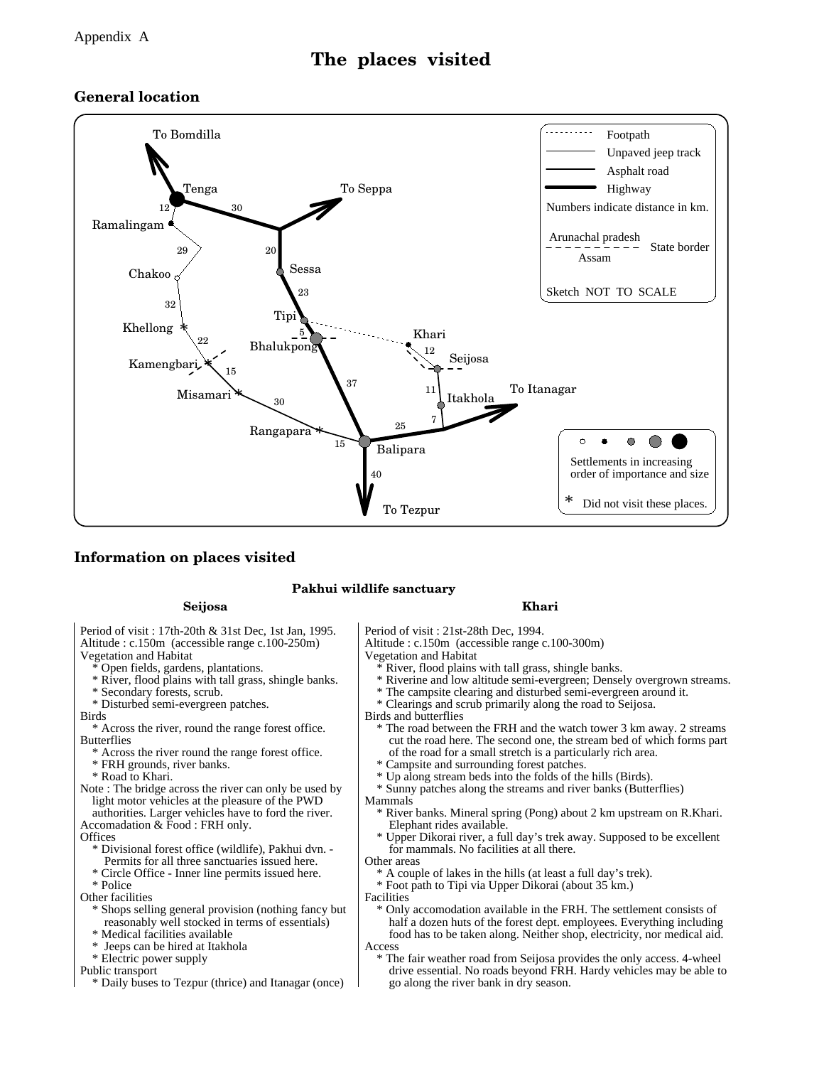Appendix A

# The places visited

## General location

## Information on places visited

### Pakhui wildlife sanctuary

#### Seijosa

Period of visit : 17th-20th & 31st Dec, 1st Jan, 1995.
Altitude : c.150m (accessible range c.100-250m)
Vegetation and Habitat
* Open fields, gardens, plantations.
* River, flood plains with tall grass, shingle banks.
* Secondary forests, scrub.
* Disturbed semi-evergreen patches.

Birds
* Across the river, round the range forest office.

Butterflies
* Across the river round the range forest office.
* FRH grounds, river banks.
* Road to Khari.

Note : The bridge across the river can only be used by light motor vehicles at the pleasure of the PWD authorities. Larger vehicles have to ford the river.

Accomadation & Food : FRH only.

Offices
* Divisional forest office (wildlife), Pakhui dvn. - Permits for all three sanctuaries issued here.
* Circle Office - Inner line permits issued here.
* Police

Other facilities
* Shops selling general provision (nothing fancy but reasonably well stocked in terms of essentials)
* Medical facilities available
* Jeeps can be hired at Itakhola
* Electric power supply

Public transport
* Daily buses to Tezpur (thrice) and Itanagar (once)

#### Khari

Period of visit : 21st-28th Dec, 1994.
Altitude : c.150m (accessible range c.100-300m)
Vegetation and Habitat
* River, flood plains with tall grass, shingle banks.
* Riverine and low altitude semi-evergreen; Densely overgrown streams.
* The campsite clearing and disturbed semi-evergreen around it.
* Clearings and scrub primarily along the road to Seijosa.

Birds and butterflies
* The road between the FRH and the watch tower 3 km away. 2 streams cut the road here. The second one, the stream bed of which forms part of the road for a small stretch is a particularly rich area.
* Campsite and surrounding forest patches.
* Up along stream beds into the folds of the hills (Birds).
* Sunny patches along the streams and river banks (Butterflies)

Mammals
* River banks. Mineral spring (Pong) about 2 km upstream on R.Khari. Elephant rides available.
* Upper Dikorai river, a full day's trek away. Supposed to be excellent for mammals. No facilities at all there.

Other areas
* A couple of lakes in the hills (at least a full day's trek).
* Foot path to Tipi via Upper Dikorai (about 35 km.)

Facilities
* Only accomodation available in the FRH. The settlement consists of half a dozen huts of the forest dept. employees. Everything including food has to be taken along. Neither shop, electricity, nor medical aid.

Access
* The fair weather road from Seijosa provides the only access. 4-wheel drive essential. No roads beyond FRH. Hardy vehicles may be able to go along the river bank in dry season.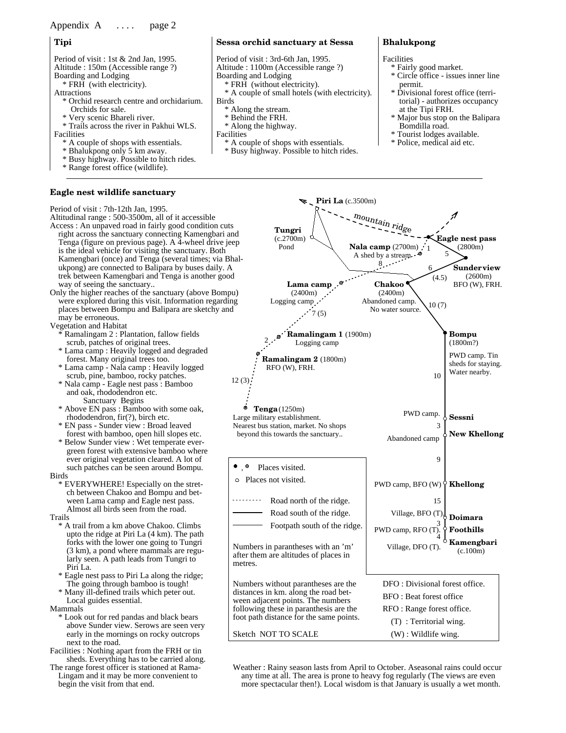Appendix A .... page 2

### Tipi

Period of visit : 1st & 2nd Jan, 1995.
Altitude : 150m (Accessible range ?)
Boarding and Lodging
* FRH (with electricity).

Attractions
* Orchid research centre and orchidarium. Orchids for sale.
* Very scenic Bhareli river.
* Trails across the river in Pakhui WLS.

Facilities
* A couple of shops with essentials.
* Bhalukpong only 5 km away.
* Busy highway. Possible to hitch rides.
* Range forest office (wildlife).

### Sessa orchid sanctuary at Sessa

Period of visit : 3rd-6th Jan, 1995.
Altitude : 1100m (Accessible range ?)
Boarding and Lodging
* FRH (without electricity).
* A couple of small hotels (with electricity).

Birds
* Along the stream.
* Behind the FRH.
* Along the highway.

Facilities
* A couple of shops with essentials.
* Busy highway. Possible to hitch rides.

### Bhalukpong

Facilities
* Fairly good market.
* Circle office - issues inner line permit.
* Divisional forest office (territorial) - authorizes occupancy at the Tipi FRH.
* Major bus stop on the Balipara Bomdilla road.
* Tourist lodges available.
* Police, medical aid etc.

### Eagle nest wildlife sanctuary

Period of visit : 7th-12th Jan, 1995.
Altitudinal range : 500-3500m, all of it accessible
Access : An unpaved road in fairly good condition cuts right across the sanctuary connecting Kamengbari and Tenga (figure on previous page). A 4-wheel drive jeep is the ideal vehicle for visiting the sanctuary. Both Kamengbari (once) and Tenga (several times; via Bhalukpong) are connected to Balipara by buses daily. A trek between Kamengbari and Tenga is another good way of seeing the sanctuary..
Only the higher reaches of the sanctuary (above Bompu) were explored during this visit. Information regarding places between Bompu and Balipara are sketchy and may be erroneous.

Vegetation and Habitat
* Ramalingam 2 : Plantation, fallow fields scrub, patches of original trees.
* Lama camp : Heavily logged and degraded forest. Many original trees too.
* Lama camp - Nala camp : Heavily logged scrub, pine, bamboo, rocky patches.
* Nala camp - Eagle nest pass : Bamboo and oak, rhododendron etc.

Sanctuary Begins
* Above EN pass : Bamboo with some oak, rhododendron, fir(?), birch etc.
* EN pass - Sunder view : Broad leaved forest with bamboo, open hill slopes etc.
* Below Sunder view : Wet temperate evergreen forest with extensive bamboo where ever original vegetation cleared. A lot of such patches can be seen around Bompu.

Birds
* EVERYWHERE! Especially on the stretch between Chakoo and Bompu and between Lama camp and Eagle nest pass. Almost all birds seen from the road.

Trails
* A trail from a km above Chakoo. Climbs upto the ridge at Piri La (4 km). The path forks with the lower one going to Tungri (3 km), a pond where mammals are regularly seen. A path leads from Tungri to Piri La.
* Eagle nest pass to Piri La along the ridge; The going through bamboo is tough!
* Many ill-defined trails which peter out. Local guides essential.

Mammals
* Look out for red pandas and black bears above Sunder view. Serows are seen very early in the mornings on rocky outcrops next to the road.

Facilities : Nothing apart from the FRH or tin sheds. Everything has to be carried along.
The range forest officer is stationed at RamaLingam and it may be more convenient to begin the visit from that end.

**Sketch map labels:**

- **Piri La** (c.3500m); mountain ridge
- **Tungri** (c.2700m) Pond
- **Eagle nest pass** (2800m)
- **Nala camp** (2700m) A shed by a stream.
- **Sunder view** (2600m) BFO (W), FRH.
- **Lama camp** (2400m) Logging camp
- **Chakoo** (2400m) Abandoned camp. No water source.
- **Ramalingam 1** (1900m) Logging camp
- **Ramalingam 2** (1800m) RFO (W), FRH.
- **Bompu** (1800m?) PWD camp. Tin sheds for staying. Water nearby.
- **Tenga** (1250m) Large military establishment. Nearest bus station, market. No shops beyond this towards the sanctuary..
- PWD camp. **Sessni**
- Abandoned camp **New Khellong**
- PWD camp, BFO (W) **Khellong**
- Village, BFO (T) **Doimara**
- PWD camp, RFO (T). **Foothills**
- Village, DFO (T). **Kamengbari** (c.100m)
- Distances: Eagle nest pass–Nala camp 1; Eagle nest pass–Sunder view 5; Nala camp–Lama camp 8; Sunder view–Chakoo 6 (4.5); Chakoo–Bompu 10 (7); Lama camp–Ramalingam 1 7 (5); Ramalingam 1–Ramalingam 2 2; Ramalingam 2–Tenga 12 (3); Bompu–Sessni 10; Sessni–New Khellong 3; New Khellong–Khellong 9; Khellong–Doimara 15; Doimara–Foothills 3; Foothills–Kamengbari 4

**Legend:**

- ●, ● Places visited.
- ○ Places not visited.
- - - - - - Road north of the ridge.
- ——— Road south of the ridge.
- ——— Footpath south of the ridge.

Numbers in parantheses with an 'm' after them are altitudes of places in metres.

Numbers without parantheses are the distances in km. along the road between adjacent points. The numbers following these in paranthesis are the foot path distance for the same points.

Sketch NOT TO SCALE

DFO : Divisional forest office.
BFO : Beat forest office
RFO : Range forest office.
(T) : Territorial wing.
(W) : Wildlife wing.

Weather : Rainy season lasts from April to October. Aseasonal rains could occur any time at all. The area is prone to heavy fog regularly (The views are even more spectacular then!). Local wisdom is that January is usually a wet month.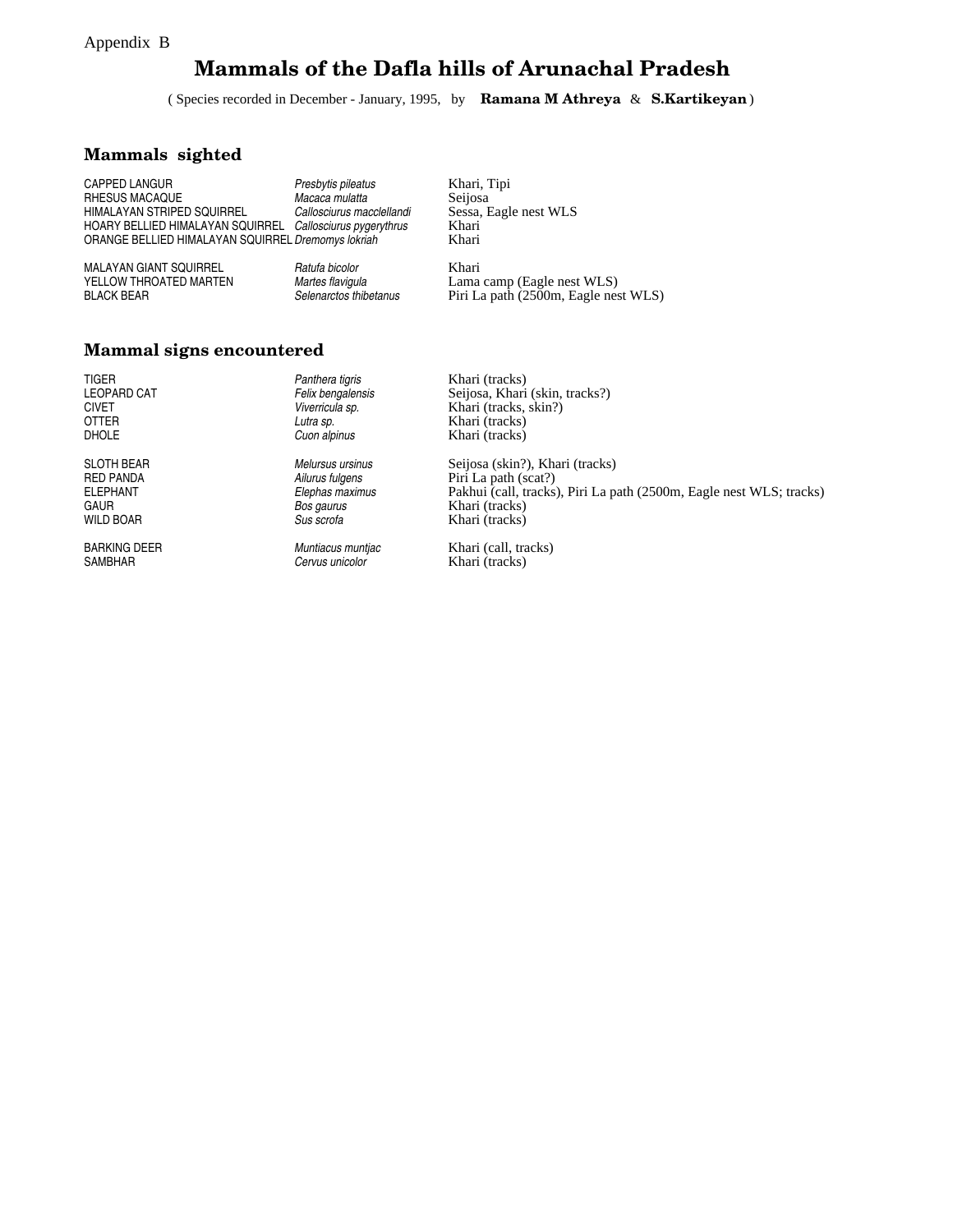Appendix B

# Mammals of the Dafla hills of Arunachal Pradesh

( Species recorded in December - January, 1995, by **Ramana M Athreya** & **S.Kartikeyan** )

## Mammals sighted

| | | |
|---|---|---|
| CAPPED LANGUR | *Presbytis pileatus* | Khari, Tipi |
| RHESUS MACAQUE | *Macaca mulatta* | Seijosa |
| HIMALAYAN STRIPED SQUIRREL | *Callosciurus macclellandi* | Sessa, Eagle nest WLS |
| HOARY BELLIED HIMALAYAN SQUIRREL | *Callosciurus pygerythrus* | Khari |
| ORANGE BELLIED HIMALAYAN SQUIRREL | *Dremomys lokriah* | Khari |
| MALAYAN GIANT SQUIRREL | *Ratufa bicolor* | Khari |
| YELLOW THROATED MARTEN | *Martes flavigula* | Lama camp (Eagle nest WLS) |
| BLACK BEAR | *Selenarctos thibetanus* | Piri La path (2500m, Eagle nest WLS) |

## Mammal signs encountered

| | | |
|---|---|---|
| TIGER | *Panthera tigris* | Khari (tracks) |
| LEOPARD CAT | *Felix bengalensis* | Seijosa, Khari (skin, tracks?) |
| CIVET | *Viverricula sp.* | Khari (tracks, skin?) |
| OTTER | *Lutra sp.* | Khari (tracks) |
| DHOLE | *Cuon alpinus* | Khari (tracks) |
| SLOTH BEAR | *Melursus ursinus* | Seijosa (skin?), Khari (tracks) |
| RED PANDA | *Ailurus fulgens* | Piri La path (scat?) |
| ELEPHANT | *Elephas maximus* | Pakhui (call, tracks), Piri La path (2500m, Eagle nest WLS; tracks) |
| GAUR | *Bos gaurus* | Khari (tracks) |
| WILD BOAR | *Sus scrofa* | Khari (tracks) |
| BARKING DEER | *Muntiacus muntjac* | Khari (call, tracks) |
| SAMBHAR | *Cervus unicolor* | Khari (tracks) |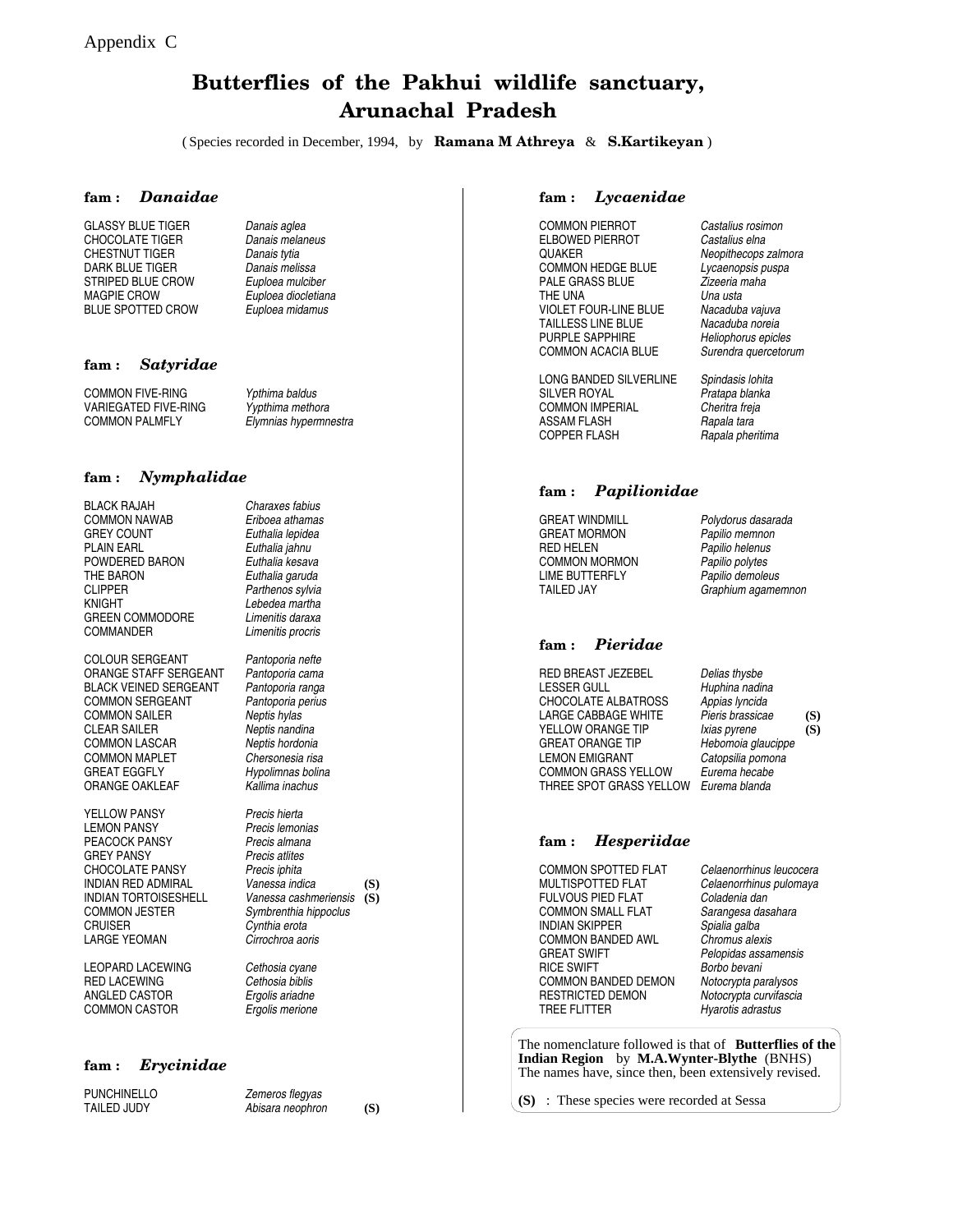Appendix C

# Butterflies of the Pakhui wildlife sanctuary, Arunachal Pradesh

( Species recorded in December, 1994, by **Ramana M Athreya** & **S.Kartikeyan** )

### fam : *Danaidae*

| | | |
|---|---|---|
| GLASSY BLUE TIGER | *Danais aglea* | |
| CHOCOLATE TIGER | *Danais melaneus* | |
| CHESTNUT TIGER | *Danais tytia* | |
| DARK BLUE TIGER | *Danais melissa* | |
| STRIPED BLUE CROW | *Euploea mulciber* | |
| MAGPIE CROW | *Euploea diocletiana* | |
| BLUE SPOTTED CROW | *Euploea midamus* | |

### fam : *Satyridae*

| | | |
|---|---|---|
| COMMON FIVE-RING | *Ypthima baldus* | |
| VARIEGATED FIVE-RING | *Yypthima methora* | |
| COMMON PALMFLY | *Elymnias hypermnestra* | |

### fam : *Nymphalidae*

| | | |
|---|---|---|
| BLACK RAJAH | *Charaxes fabius* | |
| COMMON NAWAB | *Eriboea athamas* | |
| GREY COUNT | *Euthalia lepidea* | |
| PLAIN EARL | *Euthalia jahnu* | |
| POWDERED BARON | *Euthalia kesava* | |
| THE BARON | *Euthalia garuda* | |
| CLIPPER | *Parthenos sylvia* | |
| KNIGHT | *Lebedea martha* | |
| GREEN COMMODORE | *Limenitis daraxa* | |
| COMMANDER | *Limenitis procris* | |
| COLOUR SERGEANT | *Pantoporia nefte* | |
| ORANGE STAFF SERGEANT | *Pantoporia cama* | |
| BLACK VEINED SERGEANT | *Pantoporia ranga* | |
| COMMON SERGEANT | *Pantoporia perius* | |
| COMMON SAILER | *Neptis hylas* | |
| CLEAR SAILER | *Neptis nandina* | |
| COMMON LASCAR | *Neptis hordonia* | |
| COMMON MAPLET | *Chersonesia risa* | |
| GREAT EGGFLY | *Hypolimnas bolina* | |
| ORANGE OAKLEAF | *Kallima inachus* | |
| YELLOW PANSY | *Precis hierta* | |
| LEMON PANSY | *Precis lemonias* | |
| PEACOCK PANSY | *Precis almana* | |
| GREY PANSY | *Precis atlites* | |
| CHOCOLATE PANSY | *Precis iphita* | |
| INDIAN RED ADMIRAL | *Vanessa indica* | **(S)** |
| INDIAN TORTOISESHELL | *Vanessa cashmeriensis* | **(S)** |
| COMMON JESTER | *Symbrenthia hippoclus* | |
| CRUISER | *Cynthia erota* | |
| LARGE YEOMAN | *Cirrochroa aoris* | |
| LEOPARD LACEWING | *Cethosia cyane* | |
| RED LACEWING | *Cethosia biblis* | |
| ANGLED CASTOR | *Ergolis ariadne* | |
| COMMON CASTOR | *Ergolis merione* | |

### fam : *Erycinidae*

| | | |
|---|---|---|
| PUNCHINELLO | *Zemeros flegyas* | |
| TAILED JUDY | *Abisara neophron* | **(S)** |

### fam : *Lycaenidae*

| | | |
|---|---|---|
| COMMON PIERROT | *Castalius rosimon* | |
| ELBOWED PIERROT | *Castalius elna* | |
| QUAKER | *Neopithecops zalmora* | |
| COMMON HEDGE BLUE | *Lycaenopsis puspa* | |
| PALE GRASS BLUE | *Zizeeria maha* | |
| THE UNA | *Una usta* | |
| VIOLET FOUR-LINE BLUE | *Nacaduba vajuva* | |
| TAILLESS LINE BLUE | *Nacaduba noreia* | |
| PURPLE SAPPHIRE | *Heliophorus epicles* | |
| COMMON ACACIA BLUE | *Surendra quercetorum* | |
| LONG BANDED SILVERLINE | *Spindasis lohita* | |
| SILVER ROYAL | *Pratapa blanka* | |
| COMMON IMPERIAL | *Cheritra freja* | |
| ASSAM FLASH | *Rapala tara* | |
| COPPER FLASH | *Rapala pheritima* | |

### fam : *Papilionidae*

| | | |
|---|---|---|
| GREAT WINDMILL | *Polydorus dasarada* | |
| GREAT MORMON | *Papilio memnon* | |
| RED HELEN | *Papilio helenus* | |
| COMMON MORMON | *Papilio polytes* | |
| LIME BUTTERFLY | *Papilio demoleus* | |
| TAILED JAY | *Graphium agamemnon* | |

### fam : *Pieridae*

| | | |
|---|---|---|
| RED BREAST JEZEBEL | *Delias thysbe* | |
| LESSER GULL | *Huphina nadina* | |
| CHOCOLATE ALBATROSS | *Appias lyncida* | |
| LARGE CABBAGE WHITE | *Pieris brassicae* | **(S)** |
| YELLOW ORANGE TIP | *Ixias pyrene* | **(S)** |
| GREAT ORANGE TIP | *Hebomoia glaucippe* | |
| LEMON EMIGRANT | *Catopsilia pomona* | |
| COMMON GRASS YELLOW | *Eurema hecabe* | |
| THREE SPOT GRASS YELLOW | *Eurema blanda* | |

### fam : *Hesperiidae*

| | | |
|---|---|---|
| COMMON SPOTTED FLAT | *Celaenorrhinus leucocera* | |
| MULTISPOTTED FLAT | *Celaenorrhinus pulomaya* | |
| FULVOUS PIED FLAT | *Coladenia dan* | |
| COMMON SMALL FLAT | *Sarangesa dasahara* | |
| INDIAN SKIPPER | *Spialia galba* | |
| COMMON BANDED AWL | *Chromus alexis* | |
| GREAT SWIFT | *Pelopidas assamensis* | |
| RICE SWIFT | *Borbo bevani* | |
| COMMON BANDED DEMON | *Notocrypta paralysos* | |
| RESTRICTED DEMON | *Notocrypta curvifascia* | |
| TREE FLITTER | *Hyarotis adrastus* | |

The nomenclature followed is that of **Butterflies of the Indian Region** by **M.A.Wynter-Blythe** (BNHS) The names have, since then, been extensively revised.

**(S)** : These species were recorded at Sessa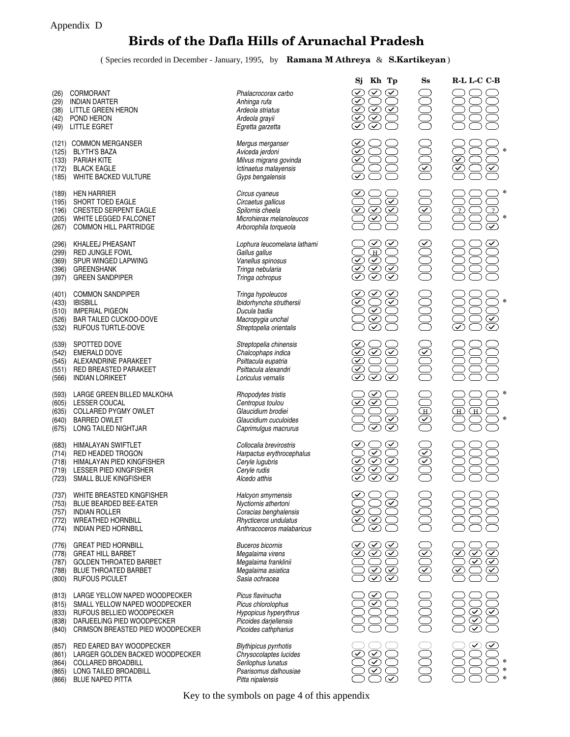Appendix D

# Birds of the Dafla Hills of Arunachal Pradesh

( Species recorded in December - January, 1995, by **Ramana M Athreya** & **S.Kartikeyan** )

| No. | Species | Scientific name | Sj | Kh | Tp | Ss | R-L | L-C | C-B | |
|---|---|---|---|---|---|---|---|---|---|---|
| (26) | CORMORANT | *Phalacrocorax carbo* | ✓ | ✓ | ✓ | | | | | |
| (29) | INDIAN DARTER | *Anhinga rufa* | ✓ | | | | | | | |
| (38) | LITTLE GREEN HERON | *Ardeola striatus* | ✓ | ✓ | ✓ | | | | | |
| (42) | POND HERON | *Ardeola grayii* | ✓ | ✓ | | | | | | |
| (49) | LITTLE EGRET | *Egretta garzetta* | ✓ | ✓ | | | | | | |
| (121) | COMMON MERGANSER | *Mergus merganser* | ✓ | | | | | | | |
| (125) | BLYTH'S BAZA | *Aviceda jerdoni* | ✓ | | | | | | | * |
| (133) | PARIAH KITE | *Milvus migrans govinda* | ✓ | | | | ✓ | | | |
| (172) | BLACK EAGLE | *Ictinaetus malayensis* | | | | ✓ | ✓ | | ✓ | |
| (185) | WHITE BACKED VULTURE | *Gyps bengalensis* | ✓ | | | | | | | |
| (189) | HEN HARRIER | *Circus cyaneus* | ✓ | | | | | | | * |
| (195) | SHORT TOED EAGLE | *Circaetus gallicus* | | | ✓ | | | | | |
| (196) | CRESTED SERPENT EAGLE | *Spilornis cheela* | ✓ | ✓ | ✓ | ✓ | ? | | ? | |
| (205) | WHITE LEGGED FALCONET | *Microhierax melanoleucos* | | ✓ | | | | | | * |
| (267) | COMMON HILL PARTRIDGE | *Arborophila torqueola* | | | | | | | ✓ | |
| (296) | KHALEEJ PHEASANT | *Lophura leucomelana lathami* | | ✓ | ✓ | ✓ | | | ✓ | |
| (299) | RED JUNGLE FOWL | *Gallus gallus* | | H | | | | | | |
| (369) | SPUR WINGED LAPWING | *Vanellus spinosus* | ✓ | ✓ | | | | | | |
| (396) | GREENSHANK | *Tringa nebularia* | ✓ | ✓ | ✓ | | | | | |
| (397) | GREEN SANDPIPER | *Tringa ochropus* | ✓ | ✓ | ✓ | | | | | |
| (401) | COMMON SANDPIPER | *Tringa hypoleucos* | ✓ | ✓ | ✓ | | | | | |
| (433) | IBISBILL | *Ibidorhyncha struthersii* | ✓ | | ✓ | | | | | * |
| (510) | IMPERIAL PIGEON | *Ducula badia* | | ✓ | | | | | | |
| (526) | BAR TAILED CUCKOO-DOVE | *Macropygia unchal* | | ✓ | | | | | ✓ | |
| (532) | RUFOUS TURTLE-DOVE | *Streptopelia orientalis* | | ✓ | | | ✓ | | ✓ | |
| (539) | SPOTTED DOVE | *Streptopelia chinensis* | ✓ | | | | | | | |
| (542) | EMERALD DOVE | *Chalcophaps indica* | ✓ | ✓ | ✓ | ✓ | | | | |
| (545) | ALEXANDRINE PARAKEET | *Psittacula eupatria* | ✓ | | | | | | | |
| (551) | RED BREASTED PARAKEET | *Psittacula alexandri* | ✓ | | | | | | | |
| (566) | INDIAN LORIKEET | *Loriculus vernalis* | ✓ | ✓ | ✓ | | | | | |
| (593) | LARGE GREEN BILLED MALKOHA | *Rhopodytes tristis* | | ✓ | | | | | | * |
| (605) | LESSER COUCAL | *Centropus toulou* | ✓ | ✓ | | | | | | |
| (635) | COLLARED PYGMY OWLET | *Glaucidium brodiei* | | | | H | H | H | | |
| (640) | BARRED OWLET | *Glaucidium cuculoides* | | | ✓ | ✓ | | | | * |
| (675) | LONG TAILED NIGHTJAR | *Caprimulgus macrurus* | | ✓ | ✓ | | | | | |
| (683) | HIMALAYAN SWIFTLET | *Collocalia brevirostris* | ✓ | | ✓ | | | | | |
| (714) | RED HEADED TROGON | *Harpactus erythrocephalus* | | ✓ | | ✓ | | | | |
| (718) | HIMALAYAN PIED KINGFISHER | *Ceryle lugubris* | ✓ | ✓ | ✓ | ✓ | | | | |
| (719) | LESSER PIED KINGFISHER | *Ceryle rudis* | ✓ | ✓ | | | | | | |
| (723) | SMALL BLUE KINGFISHER | *Alcedo atthis* | ✓ | ✓ | ✓ | | | | | |
| (737) | WHITE BREASTED KINGFISHER | *Halcyon smyrnensis* | ✓ | | | | | | | |
| (753) | BLUE BEARDED BEE-EATER | *Nyctiornis athertoni* | | | ✓ | | | | | |
| (757) | INDIAN ROLLER | *Coracias benghalensis* | ✓ | | | | | | | |
| (772) | WREATHED HORNBILL | *Rhycticeros undulatus* | ✓ | ✓ | | | | | | |
| (774) | INDIAN PIED HORNBILL | *Anthracoceros malabaricus* | | ✓ | | | | | | |
| (776) | GREAT PIED HORNBILL | *Buceros bicornis* | ✓ | ✓ | ✓ | | | | | |
| (778) | GREAT HILL BARBET | *Megalaima virens* | ✓ | ✓ | ✓ | ✓ | ✓ | ✓ | ✓ | |
| (787) | GOLDEN THROATED BARBET | *Megalaima franklinii* | | | | | | ✓ | ✓ | |
| (788) | BLUE THROATED BARBET | *Megalaima asiatica* | | ✓ | ✓ | ✓ | ✓ | | ✓ | |
| (800) | RUFOUS PICULET | *Sasia ochracea* | | ✓ | ✓ | | | | | |
| (813) | LARGE YELLOW NAPED WOODPECKER | *Picus flavinucha* | | ✓ | | | | | | |
| (815) | SMALL YELLOW NAPED WOODPECKER | *Picus chlorolophus* | | ✓ | | | | | | |
| (833) | RUFOUS BELLIED WOODPECKER | *Hypopicus hyperythrus* | | | | | | ✓ | ✓ | |
| (838) | DARJEELING PIED WOODPECKER | *Picoides darjellensis* | | | | | | ✓ | | |
| (840) | CRIMSON BREASTED PIED WOODPECKER | *Picoides cathpharius* | | | | | | ✓ | | |
| (857) | RED EARED BAY WOODPECKER | *Blythipicus pyrrhotis* | | | | | | ✓ | ✓ | |
| (861) | LARGER GOLDEN BACKED WOODPECKER | *Chrysocolaptes lucides* | ✓ | ✓ | | | | | | |
| (864) | COLLARED BROADBILL | *Serilophus lunatus* | | ✓ | | | | | | * |
| (865) | LONG TAILED BROADBILL | *Psarisomus dalhousiae* | | ✓ | | | | | | * |
| (866) | BLUE NAPED PITTA | *Pitta nipalensis* | | | ✓ | | | | | * |

Key to the symbols on page 4 of this appendix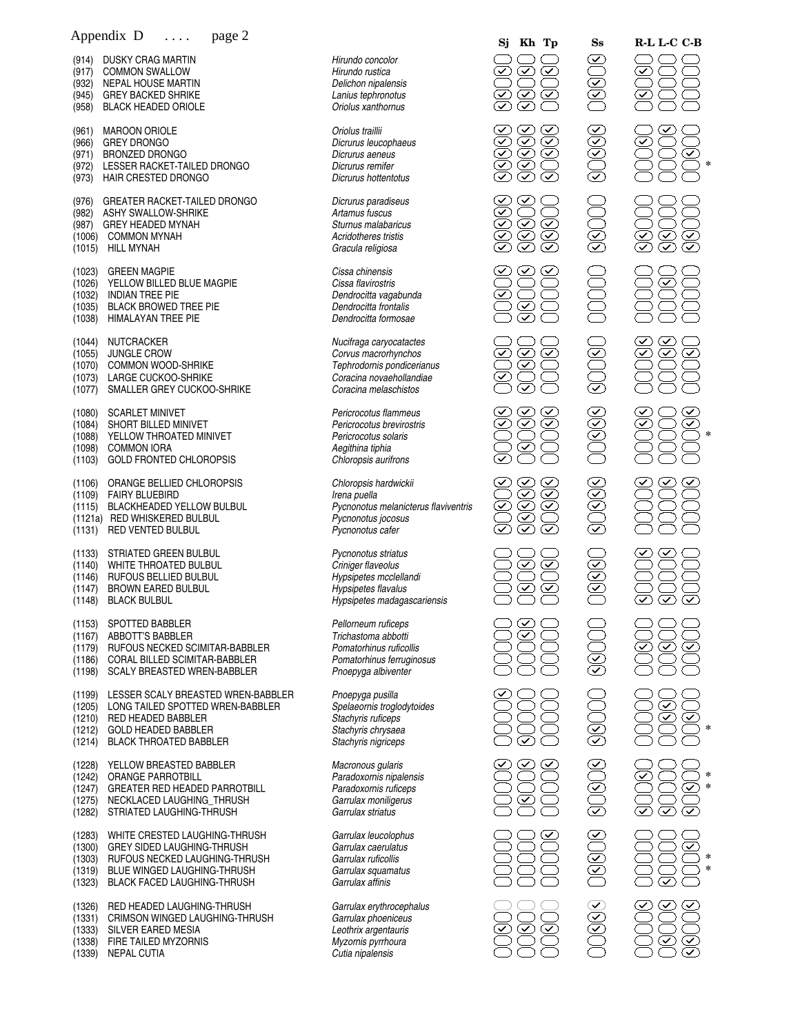Appendix D .... page 2

| No. | Common name | Scientific name | Sj | Kh | Tp | Ss | R-L | L-C | C-B | |
|---|---|---|---|---|---|---|---|---|---|---|
| (914) | DUSKY CRAG MARTIN | *Hirundo concolor* | | | | ✓ | | | | |
| (917) | COMMON SWALLOW | *Hirundo rustica* | ✓ | ✓ | ✓ | | ✓ | | | |
| (932) | NEPAL HOUSE MARTIN | *Delichon nipalensis* | | | | ✓ | | | | |
| (945) | GREY BACKED SHRIKE | *Lanius tephronotus* | ✓ | ✓ | ✓ | ✓ | ✓ | | | |
| (958) | BLACK HEADED ORIOLE | *Oriolus xanthornus* | ✓ | ✓ | | | | | | |
| (961) | MAROON ORIOLE | *Oriolus traillii* | ✓ | ✓ | ✓ | ✓ | | ✓ | | |
| (966) | GREY DRONGO | *Dicrurus leucophaeus* | ✓ | ✓ | ✓ | ✓ | ✓ | | | |
| (971) | BRONZED DRONGO | *Dicrurus aeneus* | ✓ | ✓ | ✓ | ✓ | | | ✓ | |
| (972) | LESSER RACKET-TAILED DRONGO | *Dicrurus remifer* | ✓ | ✓ | | | | | | * |
| (973) | HAIR CRESTED DRONGO | *Dicrurus hottentotus* | ✓ | ✓ | ✓ | ✓ | | | | |
| (976) | GREATER RACKET-TAILED DRONGO | *Dicrurus paradiseus* | ✓ | ✓ | | | | | | |
| (982) | ASHY SWALLOW-SHRIKE | *Artamus fuscus* | ✓ | | | | | | | |
| (987) | GREY HEADED MYNAH | *Sturnus malabaricus* | ✓ | ✓ | ✓ | | | | | |
| (1006) | COMMON MYNAH | *Acridotheres tristis* | ✓ | ✓ | ✓ | ✓ | ✓ | ✓ | ✓ | |
| (1015) | HILL MYNAH | *Gracula religiosa* | ✓ | ✓ | ✓ | ✓ | ✓ | ✓ | ✓ | |
| (1023) | GREEN MAGPIE | *Cissa chinensis* | ✓ | ✓ | ✓ | | | | | |
| (1026) | YELLOW BILLED BLUE MAGPIE | *Cissa flavirostris* | | | | | | ✓ | | |
| (1032) | INDIAN TREE PIE | *Dendrocitta vagabunda* | ✓ | | | | | | | |
| (1035) | BLACK BROWED TREE PIE | *Dendrocitta frontalis* | | ✓ | | | | | | |
| (1038) | HIMALAYAN TREE PIE | *Dendrocitta formosae* | | ✓ | | | | | | |
| (1044) | NUTCRACKER | *Nucifraga caryocatactes* | | | | | ✓ | ✓ | | |
| (1055) | JUNGLE CROW | *Corvus macrorhynchos* | ✓ | ✓ | ✓ | ✓ | ✓ | ✓ | ✓ | |
| (1070) | COMMON WOOD-SHRIKE | *Tephrodornis pondicerianus* | | ✓ | | | | | | |
| (1073) | LARGE CUCKOO-SHRIKE | *Coracina novaehollandiae* | ✓ | | | | | | | |
| (1077) | SMALLER GREY CUCKOO-SHRIKE | *Coracina melaschistos* | | ✓ | | ✓ | | | | |
| (1080) | SCARLET MINIVET | *Pericrocotus flammeus* | ✓ | ✓ | ✓ | ✓ | ✓ | | ✓ | |
| (1084) | SHORT BILLED MINIVET | *Pericrocotus brevirostris* | ✓ | ✓ | ✓ | ✓ | ✓ | | ✓ | |
| (1088) | YELLOW THROATED MINIVET | *Pericrocotus solaris* | | | | ✓ | | | | * |
| (1098) | COMMON IORA | *Aegithina tiphia* | | ✓ | | | | | | |
| (1103) | GOLD FRONTED CHLOROPSIS | *Chloropsis aurifrons* | ✓ | | | | | | | |
| (1106) | ORANGE BELLIED CHLOROPSIS | *Chloropsis hardwickii* | ✓ | ✓ | ✓ | ✓ | ✓ | ✓ | ✓ | |
| (1109) | FAIRY BLUEBIRD | *Irena puella* | | ✓ | ✓ | ✓ | | | | |
| (1115) | BLACKHEADED YELLOW BULBUL | *Pycnonotus melanicterus flaviventris* | ✓ | ✓ | ✓ | ✓ | | | | |
| (1121a) | RED WHISKERED BULBUL | *Pycnonotus jocosus* | | ✓ | | | | | | |
| (1131) | RED VENTED BULBUL | *Pycnonotus cafer* | ✓ | ✓ | ✓ | ✓ | | | | |
| (1133) | STRIATED GREEN BULBUL | *Pycnonotus striatus* | | | | | ✓ | ✓ | | |
| (1140) | WHITE THROATED BULBUL | *Criniger flaveolus* | | ✓ | ✓ | ✓ | | | | |
| (1146) | RUFOUS BELLIED BULBUL | *Hypsipetes mcclellandi* | | | | ✓ | | | | |
| (1147) | BROWN EARED BULBUL | *Hypsipetes flavalus* | | ✓ | ✓ | ✓ | | | | |
| (1148) | BLACK BULBUL | *Hypsipetes madagascariensis* | | | | | ✓ | ✓ | ✓ | |
| (1153) | SPOTTED BABBLER | *Pellorneum ruficeps* | | ✓ | | | | | | |
| (1167) | ABBOTT'S BABBLER | *Trichastoma abbotti* | | ✓ | | | | | | |
| (1179) | RUFOUS NECKED SCIMITAR-BABBLER | *Pomatorhinus ruficollis* | | | | | ✓ | ✓ | ✓ | |
| (1186) | CORAL BILLED SCIMITAR-BABBLER | *Pomatorhinus ferruginosus* | | | | ✓ | | | | |
| (1198) | SCALY BREASTED WREN-BABBLER | *Pnoepyga albiventer* | | | | ✓ | | | | |
| (1199) | LESSER SCALY BREASTED WREN-BABBLER | *Pnoepyga pusilla* | ✓ | | | | | | | |
| (1205) | LONG TAILED SPOTTED WREN-BABBLER | *Spelaeornis troglodytoides* | | | | | | ✓ | | |
| (1210) | RED HEADED BABBLER | *Stachyris ruficeps* | | | | | | ✓ | ✓ | |
| (1212) | GOLD HEADED BABBLER | *Stachyris chrysaea* | | | | ✓ | | | | * |
| (1214) | BLACK THROATED BABBLER | *Stachyris nigriceps* | | ✓ | | ✓ | | | | |
| (1228) | YELLOW BREASTED BABBLER | *Macronous gularis* | ✓ | ✓ | ✓ | ✓ | | | | |
| (1242) | ORANGE PARROTBILL | *Paradoxornis nipalensis* | | | | | ✓ | | | * |
| (1247) | GREATER RED HEADED PARROTBILL | *Paradoxornis ruficeps* | | | | ✓ | | | ✓ | * |
| (1275) | NECKLACED LAUGHING_THRUSH | *Garrulax moniligerus* | | ✓ | | | | | | |
| (1282) | STRIATED LAUGHING-THRUSH | *Garrulax striatus* | | | | ✓ | ✓ | ✓ | ✓ | |
| (1283) | WHITE CRESTED LAUGHING-THRUSH | *Garrulax leucolophus* | | | ✓ | ✓ | | | | |
| (1300) | GREY SIDED LAUGHING-THRUSH | *Garrulax caerulatus* | | | | | | | ✓ | |
| (1303) | RUFOUS NECKED LAUGHING-THRUSH | *Garrulax ruficollis* | | | | ✓ | | | | * |
| (1319) | BLUE WINGED LAUGHING-THRUSH | *Garrulax squamatus* | | | | ✓ | | | | * |
| (1323) | BLACK FACED LAUGHING-THRUSH | *Garrulax affinis* | | | | | | ✓ | | |
| (1326) | RED HEADED LAUGHING-THRUSH | *Garrulax erythrocephalus* | | | | ✓ | ✓ | ✓ | ✓ | |
| (1331) | CRIMSON WINGED LAUGHING-THRUSH | *Garrulax phoeniceus* | | | | ✓ | | | | |
| (1333) | SILVER EARED MESIA | *Leothrix argentauris* | ✓ | ✓ | ✓ | ✓ | | | | |
| (1338) | FIRE TAILED MYZORNIS | *Myzornis pyrrhoura* | | | | | | ✓ | ✓ | |
| (1339) | NEPAL CUTIA | *Cutia nipalensis* | | | | | | | ✓ | |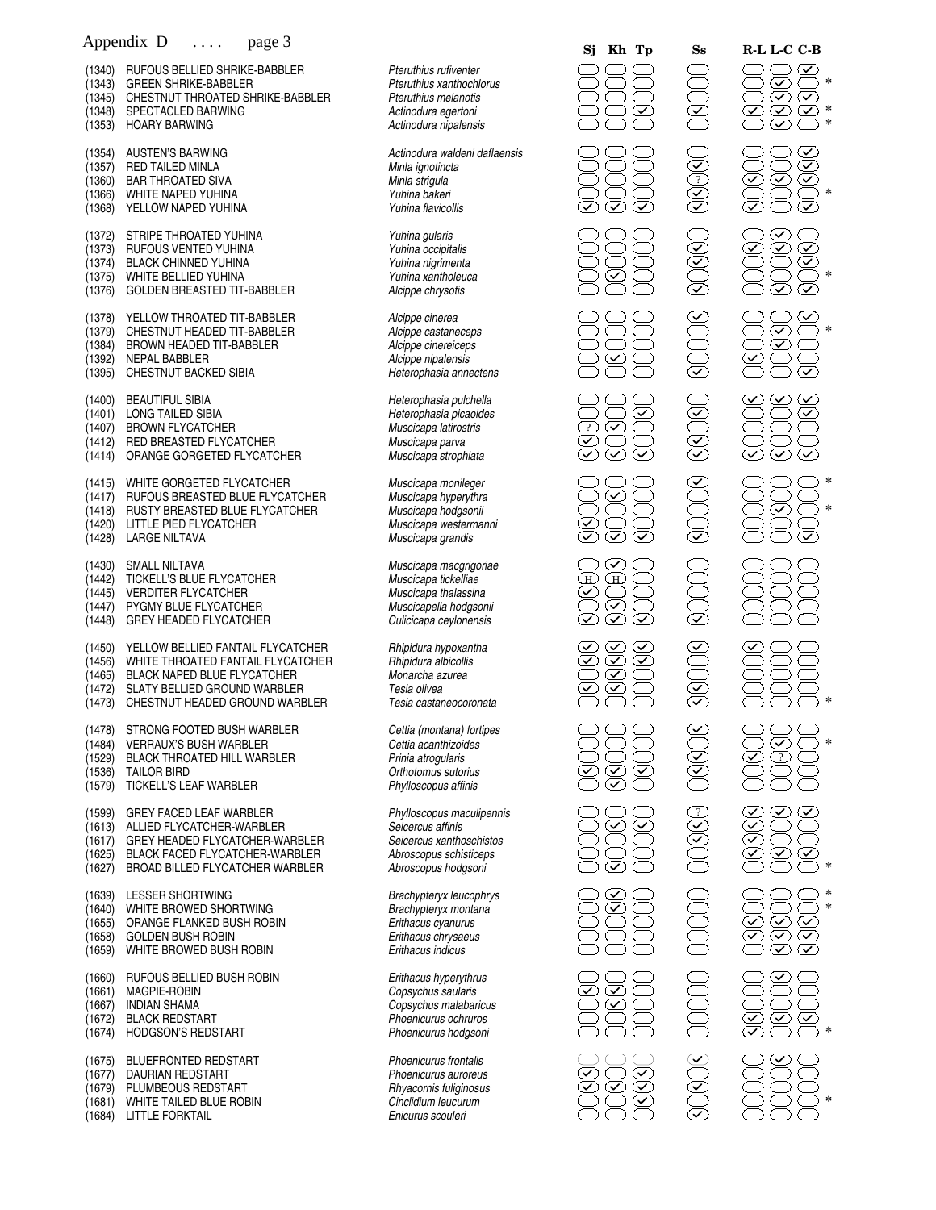# Appendix D .... page 3

| No. | Common Name | Scientific Name | Sj | Kh | Tp | Ss | R-L | L-C | C-B | |
|---|---|---|---|---|---|---|---|---|---|---|
| (1340) | RUFOUS BELLIED SHRIKE-BABBLER | *Pteruthius rufiventer* | | | | | | | ✓ | |
| (1343) | GREEN SHRIKE-BABBLER | *Pteruthius xanthochlorus* | | | | | | ✓ | | * |
| (1345) | CHESTNUT THROATED SHRIKE-BABBLER | *Pteruthius melanotis* | | | | | | ✓ | ✓ | |
| (1348) | SPECTACLED BARWING | *Actinodura egertoni* | | | ✓ | ✓ | ✓ | ✓ | ✓ | * |
| (1353) | HOARY BARWING | *Actinodura nipalensis* | | | | | | ✓ | | * |
| (1354) | AUSTEN'S BARWING | *Actinodura waldeni daflaensis* | | | | | | | ✓ | |
| (1357) | RED TAILED MINLA | *Minla ignotincta* | | | | ✓ | | | ✓ | |
| (1360) | BAR THROATED SIVA | *Minla strigula* | | | | ? | ✓ | ✓ | ✓ | |
| (1366) | WHITE NAPED YUHINA | *Yuhina bakeri* | | | | ✓ | | | | * |
| (1368) | YELLOW NAPED YUHINA | *Yuhina flavicollis* | ✓ | ✓ | ✓ | ✓ | ✓ | | ✓ | |
| (1372) | STRIPE THROATED YUHINA | *Yuhina gularis* | | | | | | ✓ | | |
| (1373) | RUFOUS VENTED YUHINA | *Yuhina occipitalis* | | | | ✓ | ✓ | ✓ | ✓ | |
| (1374) | BLACK CHINNED YUHINA | *Yuhina nigrimenta* | | | | ✓ | | | ✓ | |
| (1375) | WHITE BELLIED YUHINA | *Yuhina xantholeuca* | | ✓ | | | | | | * |
| (1376) | GOLDEN BREASTED TIT-BABBLER | *Alcippe chrysotis* | | | | ✓ | | ✓ | ✓ | |
| (1378) | YELLOW THROATED TIT-BABBLER | *Alcippe cinerea* | | | | ✓ | | | ✓ | |
| (1379) | CHESTNUT HEADED TIT-BABBLER | *Alcippe castaneceps* | | | | | | ✓ | | * |
| (1384) | BROWN HEADED TIT-BABBLER | *Alcippe cinereiceps* | | | | | | ✓ | | |
| (1392) | NEPAL BABBLER | *Alcippe nipalensis* | | ✓ | | | ✓ | | | |
| (1395) | CHESTNUT BACKED SIBIA | *Heterophasia annectens* | | | | ✓ | | | ✓ | |
| (1400) | BEAUTIFUL SIBIA | *Heterophasia pulchella* | | | | | ✓ | ✓ | ✓ | |
| (1401) | LONG TAILED SIBIA | *Heterophasia picaoides* | | | ✓ | ✓ | | | ✓ | |
| (1407) | BROWN FLYCATCHER | *Muscicapa latirostris* | ? | ✓ | | | | | | |
| (1412) | RED BREASTED FLYCATCHER | *Muscicapa parva* | ✓ | | | ✓ | | | | |
| (1414) | ORANGE GORGETED FLYCATCHER | *Muscicapa strophiata* | ✓ | ✓ | ✓ | ✓ | ✓ | ✓ | ✓ | |
| (1415) | WHITE GORGETED FLYCATCHER | *Muscicapa monileger* | | | | ✓ | | | | * |
| (1417) | RUFOUS BREASTED BLUE FLYCATCHER | *Muscicapa hyperythra* | | ✓ | | | | | | |
| (1418) | RUSTY BREASTED BLUE FLYCATCHER | *Muscicapa hodgsonii* | | | | | | ✓ | | * |
| (1420) | LITTLE PIED FLYCATCHER | *Muscicapa westermanni* | ✓ | | | | | | | |
| (1428) | LARGE NILTAVA | *Muscicapa grandis* | ✓ | ✓ | ✓ | ✓ | | | ✓ | |
| (1430) | SMALL NILTAVA | *Muscicapa macgrigoriae* | | ✓ | | | | | | |
| (1442) | TICKELL'S BLUE FLYCATCHER | *Muscicapa tickelliae* | H | H | | | | | | |
| (1445) | VERDITER FLYCATCHER | *Muscicapa thalassina* | ✓ | | | | | | | |
| (1447) | PYGMY BLUE FLYCATCHER | *Muscicapella hodgsonii* | | ✓ | | | | | | |
| (1448) | GREY HEADED FLYCATCHER | *Culicicapa ceylonensis* | ✓ | ✓ | ✓ | ✓ | | | | |
| (1450) | YELLOW BELLIED FANTAIL FLYCATCHER | *Rhipidura hypoxantha* | ✓ | ✓ | ✓ | ✓ | ✓ | | | |
| (1456) | WHITE THROATED FANTAIL FLYCATCHER | *Rhipidura albicollis* | ✓ | ✓ | ✓ | | | | | |
| (1465) | BLACK NAPED BLUE FLYCATCHER | *Monarcha azurea* | | ✓ | | | | | | |
| (1472) | SLATY BELLIED GROUND WARBLER | *Tesia olivea* | ✓ | ✓ | | ✓ | | | | |
| (1473) | CHESTNUT HEADED GROUND WARBLER | *Tesia castaneocoronata* | | | | ✓ | | | | * |
| (1478) | STRONG FOOTED BUSH WARBLER | *Cettia (montana) fortipes* | | | | ✓ | | | | |
| (1484) | VERRAUX'S BUSH WARBLER | *Cettia acanthizoides* | | | | | | ✓ | | * |
| (1529) | BLACK THROATED HILL WARBLER | *Prinia atrogularis* | | | | ✓ | ✓ | ? | | |
| (1536) | TAILOR BIRD | *Orthotomus sutorius* | ✓ | ✓ | ✓ | ✓ | | | | |
| (1579) | TICKELL'S LEAF WARBLER | *Phylloscopus affinis* | | ✓ | | | | | | |
| (1599) | GREY FACED LEAF WARBLER | *Phylloscopus maculipennis* | | | | ? | ✓ | ✓ | ✓ | |
| (1613) | ALLIED FLYCATCHER-WARBLER | *Seicercus affinis* | | ✓ | ✓ | ✓ | ✓ | | | |
| (1617) | GREY HEADED FLYCATCHER-WARBLER | *Seicercus xanthoschistos* | | | | ✓ | ✓ | | | |
| (1625) | BLACK FACED FLYCATCHER-WARBLER | *Abroscopus schisticeps* | | | | | ✓ | ✓ | ✓ | |
| (1627) | BROAD BILLED FLYCATCHER WARBLER | *Abroscopus hodgsoni* | | ✓ | | | | | | * |
| (1639) | LESSER SHORTWING | *Brachypteryx leucophrys* | | ✓ | | | | | | * |
| (1640) | WHITE BROWED SHORTWING | *Brachypteryx montana* | | ✓ | | | | | | * |
| (1655) | ORANGE FLANKED BUSH ROBIN | *Erithacus cyanurus* | | | | | ✓ | ✓ | ✓ | |
| (1658) | GOLDEN BUSH ROBIN | *Erithacus chrysaeus* | | | | | ✓ | ✓ | ✓ | |
| (1659) | WHITE BROWED BUSH ROBIN | *Erithacus indicus* | | | | | | ✓ | ✓ | |
| (1660) | RUFOUS BELLIED BUSH ROBIN | *Erithacus hyperythrus* | | | | | | ✓ | | |
| (1661) | MAGPIE-ROBIN | *Copsychus saularis* | ✓ | ✓ | | | | | | |
| (1667) | INDIAN SHAMA | *Copsychus malabaricus* | | ✓ | | | | | | |
| (1672) | BLACK REDSTART | *Phoenicurus ochruros* | | | | | ✓ | ✓ | ✓ | |
| (1674) | HODGSON'S REDSTART | *Phoenicurus hodgsoni* | | | | | ✓ | | | * |
| (1675) | BLUEFRONTED REDSTART | *Phoenicurus frontalis* | | | | ✓ | | ✓ | | |
| (1677) | DAURIAN REDSTART | *Phoenicurus auroreus* | ✓ | | ✓ | | | | | |
| (1679) | PLUMBEOUS REDSTART | *Rhyacornis fuliginosus* | ✓ | ✓ | ✓ | ✓ | | | | |
| (1681) | WHITE TAILED BLUE ROBIN | *Cinclidium leucurum* | | | ✓ | | | | | * |
| (1684) | LITTLE FORKTAIL | *Enicurus scouleri* | | | | ✓ | | | | |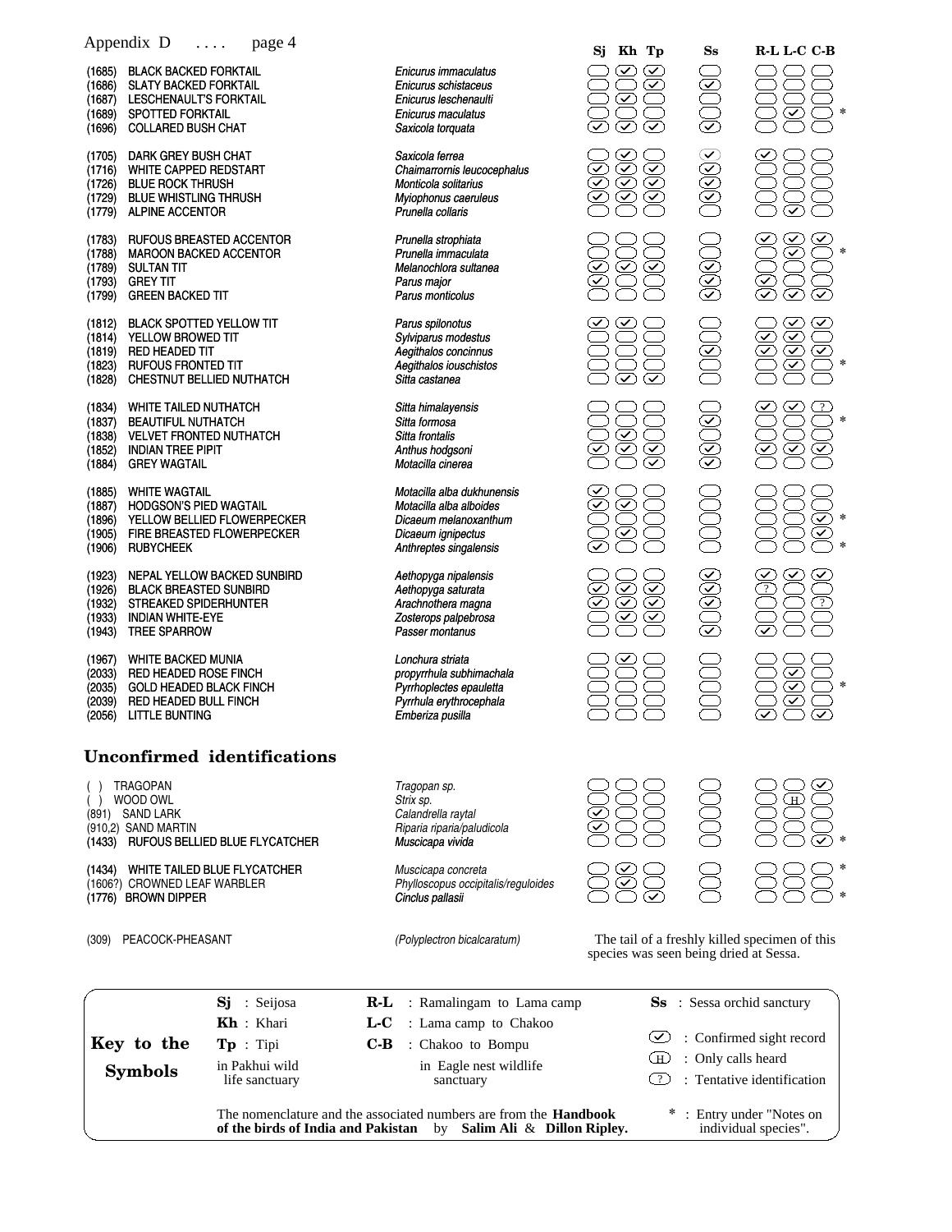| No. | Common name | Scientific name | Sj | Kh | Tp | Ss | R-L | L-C | C-B | |
|---|---|---|---|---|---|---|---|---|---|---|
| (1685) | BLACK BACKED FORKTAIL | *Enicurus immaculatus* | | ✓ | ✓ | | | | | |
| (1686) | SLATY BACKED FORKTAIL | *Enicurus schistaceus* | | | ✓ | ✓ | | | | |
| (1687) | LESCHENAULT'S FORKTAIL | *Enicurus leschenaulti* | | ✓ | | | | | | |
| (1689) | SPOTTED FORKTAIL | *Enicurus maculatus* | | | | | | ✓ | | * |
| (1696) | COLLARED BUSH CHAT | *Saxicola torquata* | ✓ | ✓ | ✓ | ✓ | | | | |
| (1705) | DARK GREY BUSH CHAT | *Saxicola ferrea* | | ✓ | | ✓ | ✓ | | | |
| (1716) | WHITE CAPPED REDSTART | *Chaimarrornis leucocephalus* | ✓ | ✓ | ✓ | ✓ | | | | |
| (1726) | BLUE ROCK THRUSH | *Monticola solitarius* | ✓ | ✓ | ✓ | ✓ | | | | |
| (1729) | BLUE WHISTLING THRUSH | *Myiophonus caeruleus* | ✓ | ✓ | ✓ | ✓ | | | | |
| (1779) | ALPINE ACCENTOR | *Prunella collaris* | | | | | | ✓ | | |
| (1783) | RUFOUS BREASTED ACCENTOR | *Prunella strophiata* | | | | | ✓ | ✓ | ✓ | |
| (1788) | MAROON BACKED ACCENTOR | *Prunella immaculata* | | | | | | ✓ | | * |
| (1789) | SULTAN TIT | *Melanochlora sultanea* | ✓ | ✓ | ✓ | ✓ | | | | |
| (1793) | GREY TIT | *Parus major* | ✓ | | | ✓ | ✓ | | | |
| (1799) | GREEN BACKED TIT | *Parus monticolus* | | | | ✓ | ✓ | ✓ | ✓ | |
| (1812) | BLACK SPOTTED YELLOW TIT | *Parus spilonotus* | ✓ | ✓ | | | | ✓ | ✓ | |
| (1814) | YELLOW BROWED TIT | *Sylviparus modestus* | | | | | ✓ | ✓ | | |
| (1819) | RED HEADED TIT | *Aegithalos concinnus* | | | | ✓ | ✓ | ✓ | ✓ | |
| (1823) | RUFOUS FRONTED TIT | *Aegithalos iouschistos* | | | | | | ✓ | | * |
| (1828) | CHESTNUT BELLIED NUTHATCH | *Sitta castanea* | | ✓ | ✓ | | | | | |
| (1834) | WHITE TAILED NUTHATCH | *Sitta himalayensis* | | | | | ✓ | ✓ | ? | |
| (1837) | BEAUTIFUL NUTHATCH | *Sitta formosa* | | | | ✓ | | | | * |
| (1838) | VELVET FRONTED NUTHATCH | *Sitta frontalis* | | ✓ | | | | | | |
| (1852) | INDIAN TREE PIPIT | *Anthus hodgsoni* | ✓ | ✓ | ✓ | ✓ | ✓ | ✓ | ✓ | |
| (1884) | GREY WAGTAIL | *Motacilla cinerea* | | | ✓ | ✓ | | | | |
| (1885) | WHITE WAGTAIL | *Motacilla alba dukhunensis* | ✓ | | | | | | | |
| (1887) | HODGSON'S PIED WAGTAIL | *Motacilla alba alboides* | ✓ | ✓ | | | | | | |
| (1896) | YELLOW BELLIED FLOWERPECKER | *Dicaeum melanoxanthum* | | | | | | | ✓ | * |
| (1905) | FIRE BREASTED FLOWERPECKER | *Dicaeum ignipectus* | | ✓ | | | | | ✓ | |
| (1906) | RUBYCHEEK | *Anthreptes singalensis* | ✓ | | | | | | | * |
| (1923) | NEPAL YELLOW BACKED SUNBIRD | *Aethopyga nipalensis* | | | | ✓ | ✓ | ✓ | ✓ | |
| (1926) | BLACK BREASTED SUNBIRD | *Aethopyga saturata* | ✓ | ✓ | ✓ | ✓ | ? | | | |
| (1932) | STREAKED SPIDERHUNTER | *Arachnothera magna* | ✓ | ✓ | ✓ | ✓ | | | ? | |
| (1933) | INDIAN WHITE-EYE | *Zosterops palpebrosa* | | ✓ | ✓ | | | | | |
| (1943) | TREE SPARROW | *Passer montanus* | | | | ✓ | ✓ | | | |
| (1967) | WHITE BACKED MUNIA | *Lonchura striata* | | ✓ | | | | | | |
| (2033) | RED HEADED ROSE FINCH | *propyrrhula subhimachala* | | | | | | ✓ | | |
| (2035) | GOLD HEADED BLACK FINCH | *Pyrrhoplectes epauletta* | | | | | | ✓ | | * |
| (2039) | RED HEADED BULL FINCH | *Pyrrhula erythrocephala* | | | | | | ✓ | | |
| (2056) | LITTLE BUNTING | *Emberiza pusilla* | | | | | ✓ | | ✓ | |

## Unconfirmed identifications

| No. | Common name | Scientific name | Sj | Kh | Tp | Ss | R-L | L-C | C-B | |
|---|---|---|---|---|---|---|---|---|---|---|
| ( ) | TRAGOPAN | *Tragopan sp.* | | | | | | | ✓ | |
| ( ) | WOOD OWL | *Strix sp.* | | | | | | H | | |
| (891) | SAND LARK | *Calandrella raytal* | ✓ | | | | | | | |
| (910,2) | SAND MARTIN | *Riparia riparia/paludicola* | ✓ | | | | | | | |
| (1433) | RUFOUS BELLIED BLUE FLYCATCHER | *Muscicapa vivida* | | | | | | | ✓ | * |
| (1434) | WHITE TAILED BLUE FLYCATCHER | *Muscicapa concreta* | | ✓ | | | | | | * |
| (1606?) | CROWNED LEAF WARBLER | *Phylloscopus occipitalis/reguloides* | | ✓ | | | | | | |
| (1776) | BROWN DIPPER | *Cinclus pallasii* | | | ✓ | | | | | * |

(309) PEACOCK-PHEASANT — *(Polyplectron bicalcaratum)* — The tail of a freshly killed specimen of this species was seen being dried at Sessa.

**Key to the Symbols**

- **Sj** : Seijosa
- **Kh** : Khari
- **Tp** : Tipi
  (in Pakhui wild life sanctuary)
- **R-L** : Ramalingam to Lama camp
- **L-C** : Lama camp to Chakoo
- **C-B** : Chakoo to Bompu
  (in Eagle nest wildlife sanctuary)
- **Ss** : Sessa orchid sanctury
- ✓ : Confirmed sight record
- H : Only calls heard
- ? : Tentative identification
- * : Entry under "Notes on individual species".

The nomenclature and the associated numbers are from the **Handbook of the birds of India and Pakistan** by **Salim Ali** & **Dillon Ripley.**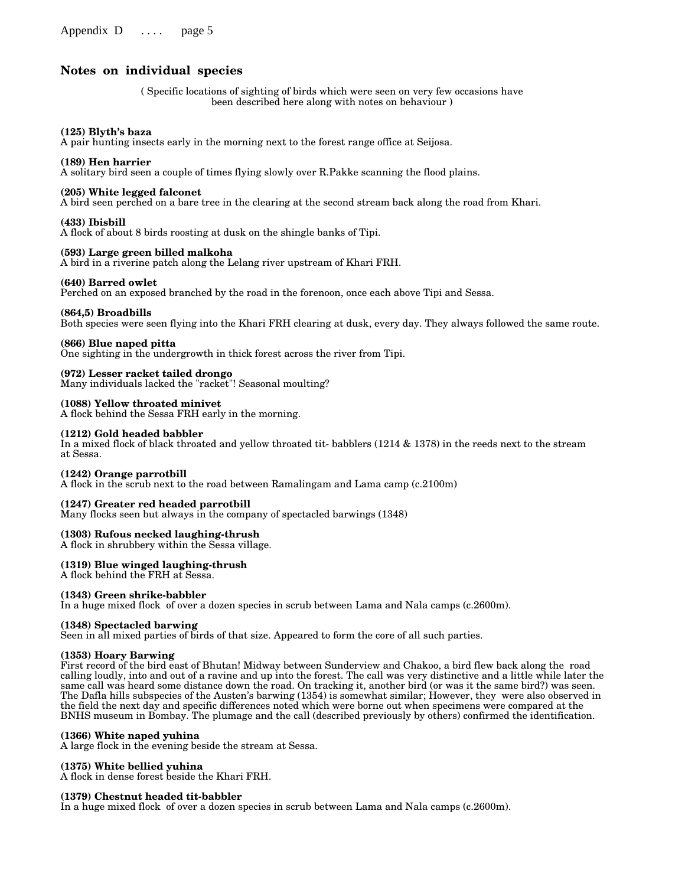## Notes on individual species

( Specific locations of sighting of birds which were seen on very few occasions have been described here along with notes on behaviour )

**(125) Blyth's baza**
A pair hunting insects early in the morning next to the forest range office at Seijosa.

**(189) Hen harrier**
A solitary bird seen a couple of times flying slowly over R.Pakke scanning the flood plains.

**(205) White legged falconet**
A bird seen perched on a bare tree in the clearing at the second stream back along the road from Khari.

**(433) Ibisbill**
A flock of about 8 birds roosting at dusk on the shingle banks of Tipi.

**(593) Large green billed malkoha**
A bird in a riverine patch along the Lelang river upstream of Khari FRH.

**(640) Barred owlet**
Perched on an exposed branched by the road in the forenoon, once each above Tipi and Sessa.

**(864,5) Broadbills**
Both species were seen flying into the Khari FRH clearing at dusk, every day. They always followed the same route.

**(866) Blue naped pitta**
One sighting in the undergrowth in thick forest across the river from Tipi.

**(972) Lesser racket tailed drongo**
Many individuals lacked the "racket"! Seasonal moulting?

**(1088) Yellow throated minivet**
A flock behind the Sessa FRH early in the morning.

**(1212) Gold headed babbler**
In a mixed flock of black throated and yellow throated tit- babblers (1214 & 1378) in the reeds next to the stream at Sessa.

**(1242) Orange parrotbill**
A flock in the scrub next to the road between Ramalingam and Lama camp (c.2100m)

**(1247) Greater red headed parrotbill**
Many flocks seen but always in the company of spectacled barwings (1348)

**(1303) Rufous necked laughing-thrush**
A flock in shrubbery within the Sessa village.

**(1319) Blue winged laughing-thrush**
A flock behind the FRH at Sessa.

**(1343) Green shrike-babbler**
In a huge mixed flock of over a dozen species in scrub between Lama and Nala camps (c.2600m).

**(1348) Spectacled barwing**
Seen in all mixed parties of birds of that size. Appeared to form the core of all such parties.

**(1353) Hoary Barwing**
First record of the bird east of Bhutan! Midway between Sunderview and Chakoo, a bird flew back along the road calling loudly, into and out of a ravine and up into the forest. The call was very distinctive and a little while later the same call was heard some distance down the road. On tracking it, another bird (or was it the same bird?) was seen. The Dafla hills subspecies of the Austen's barwing (1354) is somewhat similar; However, they were also observed in the field the next day and specific differences noted which were borne out when specimens were compared at the BNHS museum in Bombay. The plumage and the call (described previously by others) confirmed the identification.

**(1366) White naped yuhina**
A large flock in the evening beside the stream at Sessa.

**(1375) White bellied yuhina**
A flock in dense forest beside the Khari FRH.

**(1379) Chestnut headed tit-babbler**
In a huge mixed flock of over a dozen species in scrub between Lama and Nala camps (c.2600m).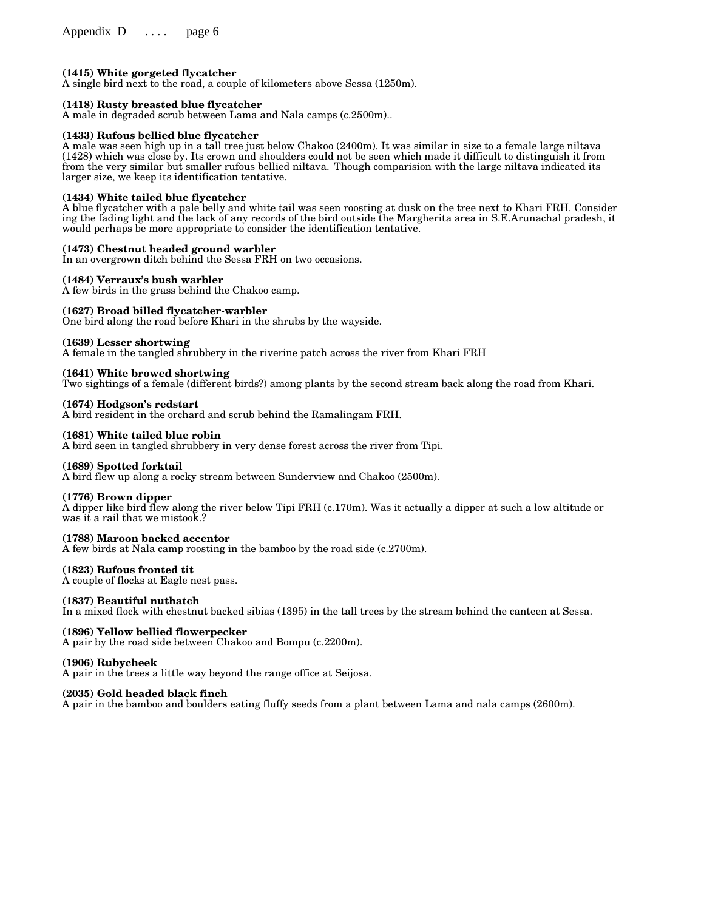**(1415) White gorgeted flycatcher**
A single bird next to the road, a couple of kilometers above Sessa (1250m).

**(1418) Rusty breasted blue flycatcher**
A male in degraded scrub between Lama and Nala camps (c.2500m)..

**(1433) Rufous bellied blue flycatcher**
A male was seen high up in a tall tree just below Chakoo (2400m). It was similar in size to a female large niltava (1428) which was close by. Its crown and shoulders could not be seen which made it difficult to distinguish it from from the very similar but smaller rufous bellied niltava. Though comparision with the large niltava indicated its larger size, we keep its identification tentative.

**(1434) White tailed blue flycatcher**
A blue flycatcher with a pale belly and white tail was seen roosting at dusk on the tree next to Khari FRH. Consider ing the fading light and the lack of any records of the bird outside the Margherita area in S.E.Arunachal pradesh, it would perhaps be more appropriate to consider the identification tentative.

**(1473) Chestnut headed ground warbler**
In an overgrown ditch behind the Sessa FRH on two occasions.

**(1484) Verraux's bush warbler**
A few birds in the grass behind the Chakoo camp.

**(1627) Broad billed flycatcher-warbler**
One bird along the road before Khari in the shrubs by the wayside.

**(1639) Lesser shortwing**
A female in the tangled shrubbery in the riverine patch across the river from Khari FRH

**(1641) White browed shortwing**
Two sightings of a female (different birds?) among plants by the second stream back along the road from Khari.

**(1674) Hodgson's redstart**
A bird resident in the orchard and scrub behind the Ramalingam FRH.

**(1681) White tailed blue robin**
A bird seen in tangled shrubbery in very dense forest across the river from Tipi.

**(1689) Spotted forktail**
A bird flew up along a rocky stream between Sunderview and Chakoo (2500m).

**(1776) Brown dipper**
A dipper like bird flew along the river below Tipi FRH (c.170m). Was it actually a dipper at such a low altitude or was it a rail that we mistook.?

**(1788) Maroon backed accentor**
A few birds at Nala camp roosting in the bamboo by the road side (c.2700m).

**(1823) Rufous fronted tit**
A couple of flocks at Eagle nest pass.

**(1837) Beautiful nuthatch**
In a mixed flock with chestnut backed sibias (1395) in the tall trees by the stream behind the canteen at Sessa.

**(1896) Yellow bellied flowerpecker**
A pair by the road side between Chakoo and Bompu (c.2200m).

**(1906) Rubycheek**
A pair in the trees a little way beyond the range office at Seijosa.

**(2035) Gold headed black finch**
A pair in the bamboo and boulders eating fluffy seeds from a plant between Lama and nala camps (2600m).